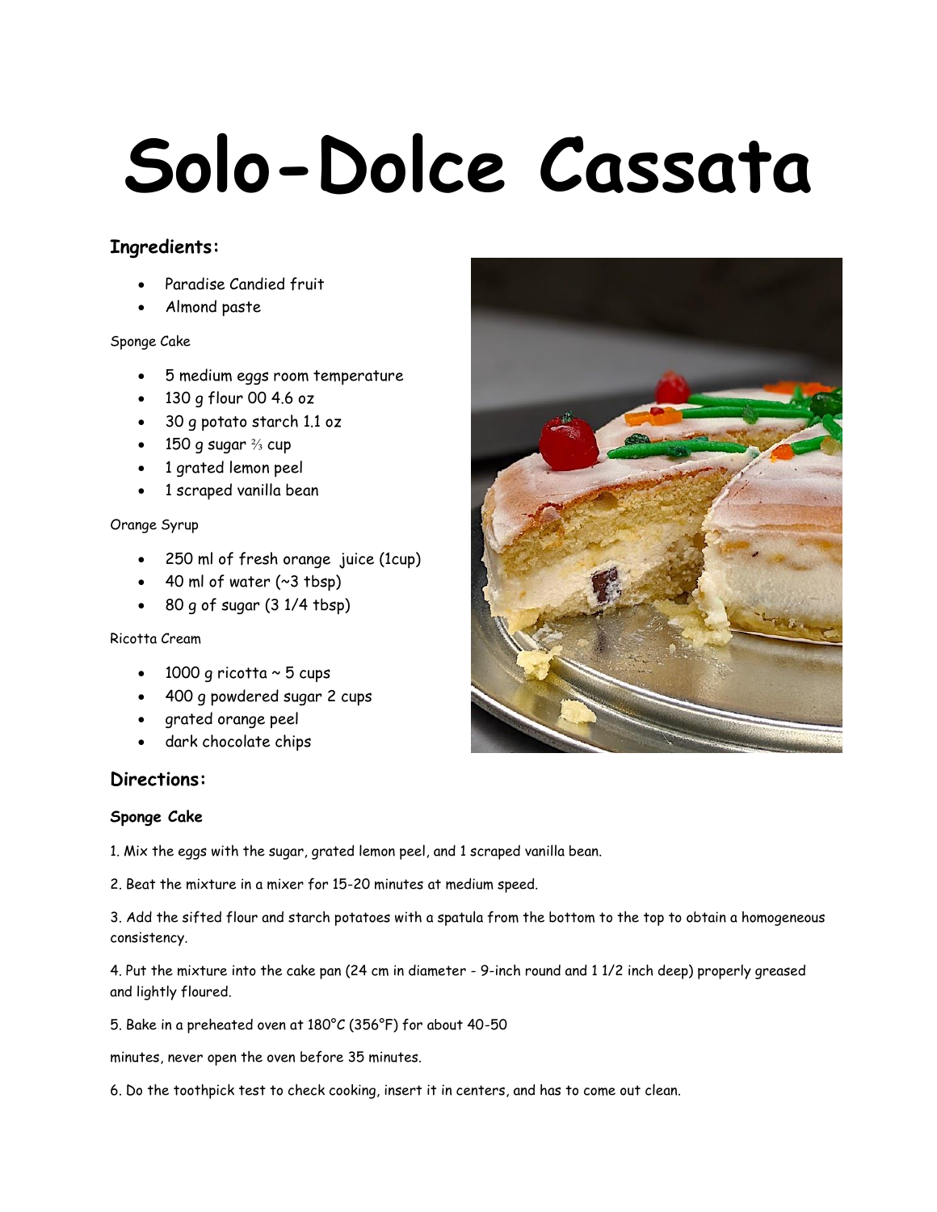# Solo-Dolce Cassata

### Ingredients:

- Paradise Candied fruit
- Almond paste

Sponge Cake

- 5 medium eggs room temperature
- 130 g flour 00 4.6 oz
- 30 g potato starch 1.1 oz
- 150 g sugar ⅔ cup
- 1 grated lemon peel
- 1 scraped vanilla bean

Orange Syrup

- 250 ml of fresh orange juice (1cup)
- 40 ml of water (~3 tbsp)
- 80 g of sugar (3 1/4 tbsp)

Ricotta Cream

- 1000 g ricotta ~ 5 cups
- 400 g powdered sugar 2 cups
- grated orange peel
- dark chocolate chips

### Directions:

#### Sponge Cake

1. Mix the eggs with the sugar, grated lemon peel, and 1 scraped vanilla bean.

2. Beat the mixture in a mixer for 15-20 minutes at medium speed.

3. Add the sifted flour and starch potatoes with a spatula from the bottom to the top to obtain a homogeneous consistency.

4. Put the mixture into the cake pan (24 cm in diameter - 9-inch round and 1 1/2 inch deep) properly greased and lightly floured.

5. Bake in a preheated oven at 180°C (356°F) for about 40-50

minutes, never open the oven before 35 minutes.

6. Do the toothpick test to check cooking, insert it in centers, and has to come out clean.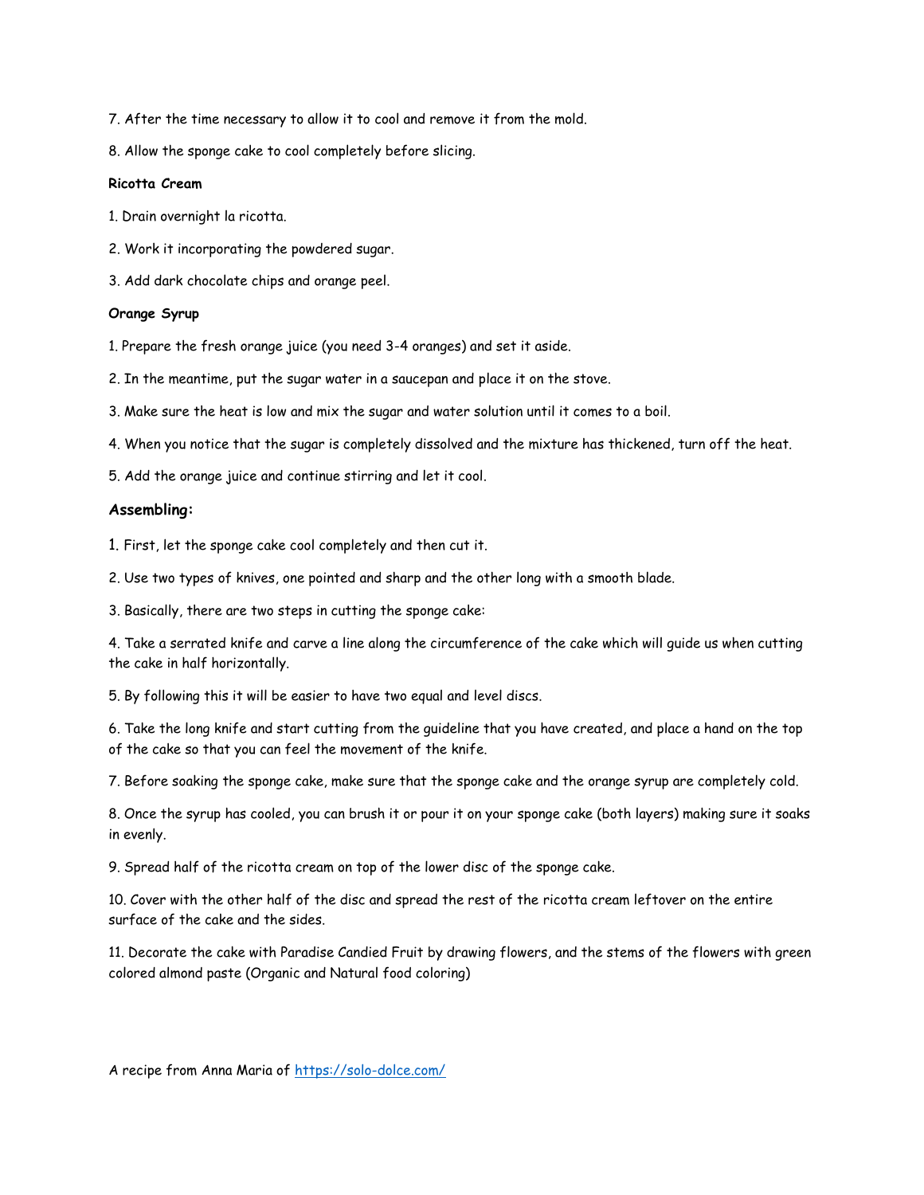7. After the time necessary to allow it to cool and remove it from the mold.

8. Allow the sponge cake to cool completely before slicing.

**Ricotta Cream**

1. Drain overnight la ricotta.

2. Work it incorporating the powdered sugar.

3. Add dark chocolate chips and orange peel.

**Orange Syrup**

1. Prepare the fresh orange juice (you need 3-4 oranges) and set it aside.

2. In the meantime, put the sugar water in a saucepan and place it on the stove.

3. Make sure the heat is low and mix the sugar and water solution until it comes to a boil.

4. When you notice that the sugar is completely dissolved and the mixture has thickened, turn off the heat.

5. Add the orange juice and continue stirring and let it cool.

**Assembling:**

1. First, let the sponge cake cool completely and then cut it.

2. Use two types of knives, one pointed and sharp and the other long with a smooth blade.

3. Basically, there are two steps in cutting the sponge cake:

4. Take a serrated knife and carve a line along the circumference of the cake which will guide us when cutting the cake in half horizontally.

5. By following this it will be easier to have two equal and level discs.

6. Take the long knife and start cutting from the guideline that you have created, and place a hand on the top of the cake so that you can feel the movement of the knife.

7. Before soaking the sponge cake, make sure that the sponge cake and the orange syrup are completely cold.

8. Once the syrup has cooled, you can brush it or pour it on your sponge cake (both layers) making sure it soaks in evenly.

9. Spread half of the ricotta cream on top of the lower disc of the sponge cake.

10. Cover with the other half of the disc and spread the rest of the ricotta cream leftover on the entire surface of the cake and the sides.

11. Decorate the cake with Paradise Candied Fruit by drawing flowers, and the stems of the flowers with green colored almond paste (Organic and Natural food coloring)

A recipe from Anna Maria of https://solo-dolce.com/